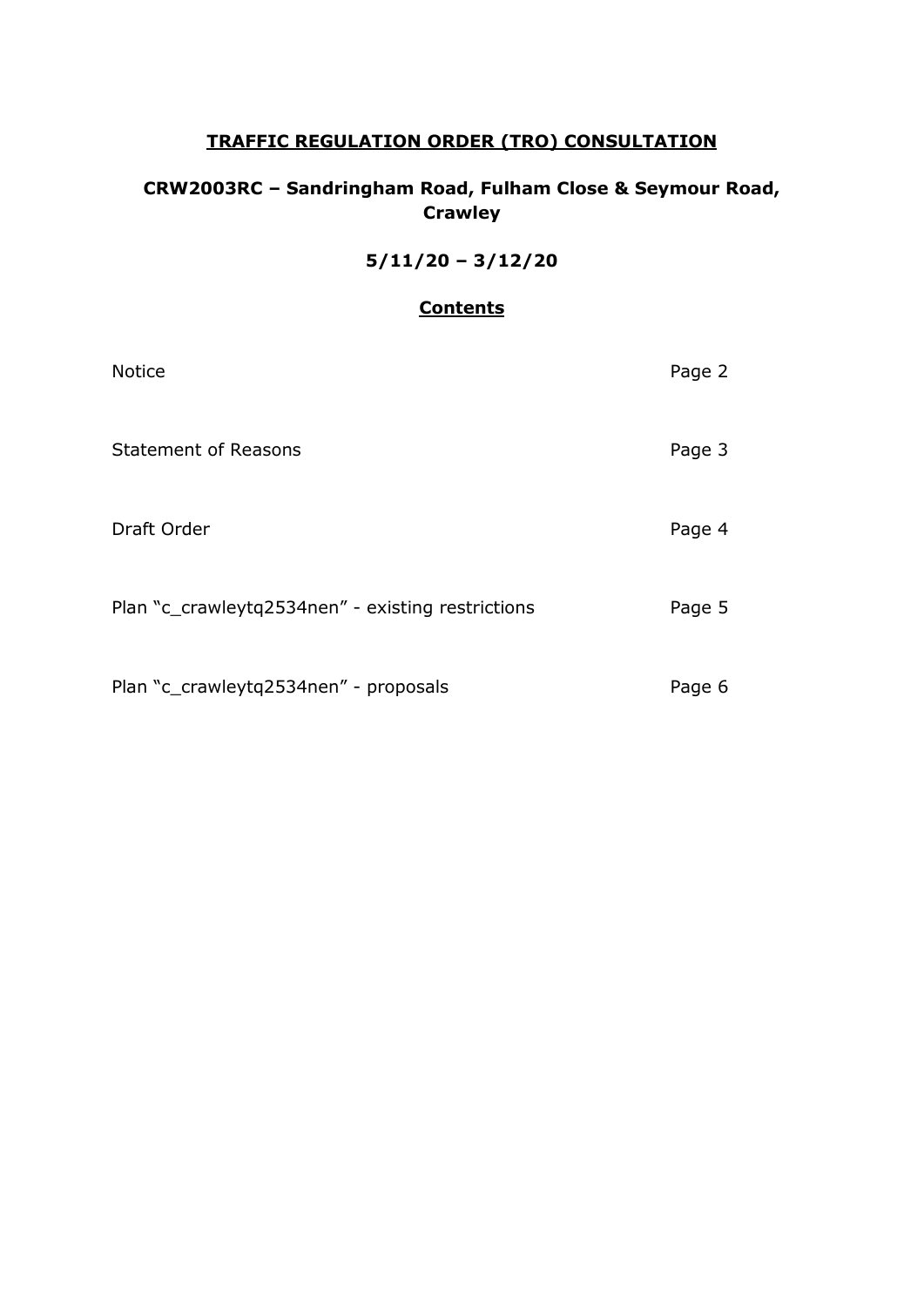# TRAFFIC REGULATION ORDER (TRO) CONSULTATION

## CRW2003RC – Sandringham Road, Fulham Close & Seymour Road, Crawley

### 5/11/20 – 3/12/20

### Contents

| | |
|---|---|
| Notice | Page 2 |
| Statement of Reasons | Page 3 |
| Draft Order | Page 4 |
| Plan "c_crawleytq2534nen" - existing restrictions | Page 5 |
| Plan "c_crawleytq2534nen" - proposals | Page 6 |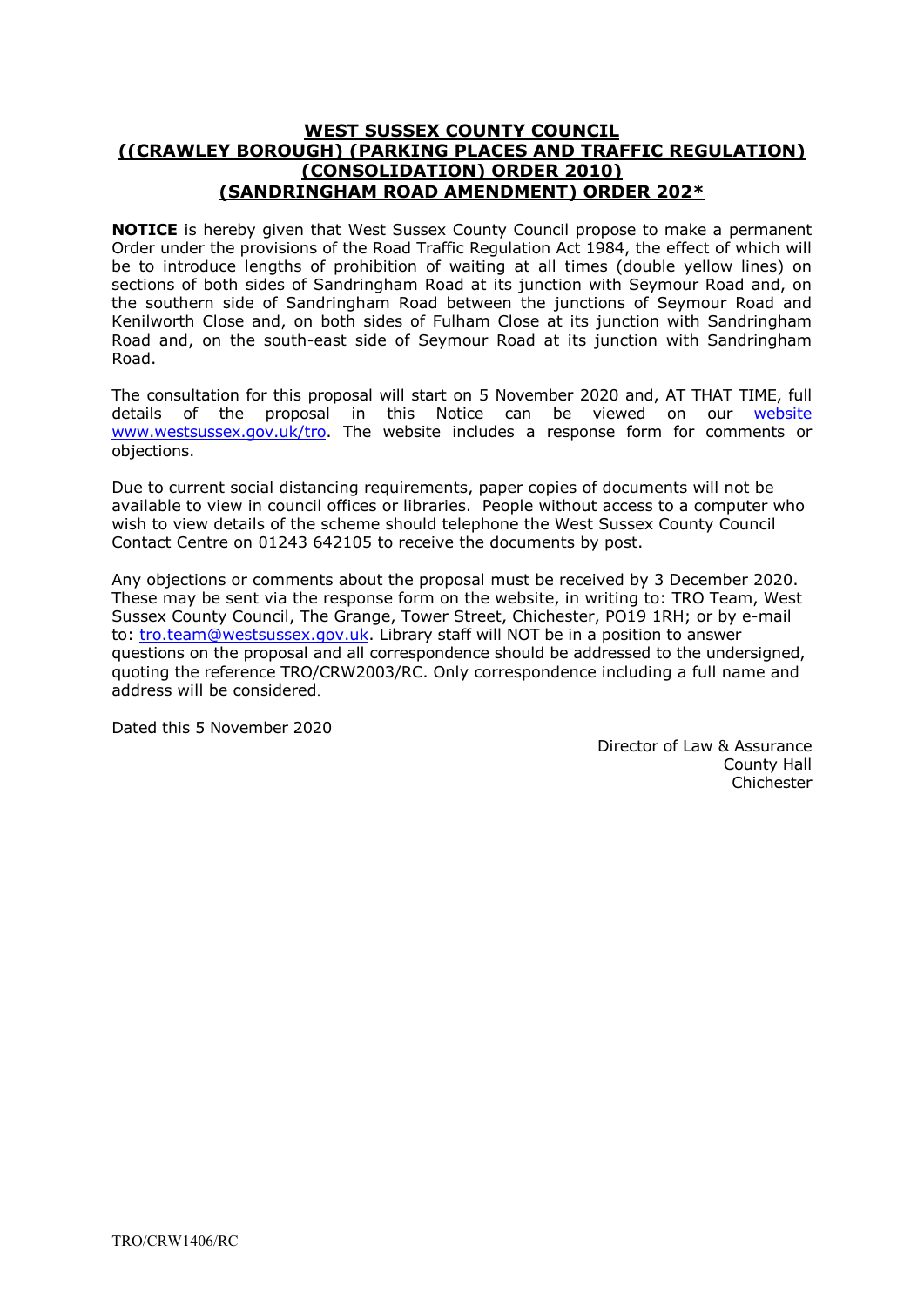# WEST SUSSEX COUNTY COUNCIL
# ((CRAWLEY BOROUGH) (PARKING PLACES AND TRAFFIC REGULATION) (CONSOLIDATION) ORDER 2010) (SANDRINGHAM ROAD AMENDMENT) ORDER 202*

**NOTICE** is hereby given that West Sussex County Council propose to make a permanent Order under the provisions of the Road Traffic Regulation Act 1984, the effect of which will be to introduce lengths of prohibition of waiting at all times (double yellow lines) on sections of both sides of Sandringham Road at its junction with Seymour Road and, on the southern side of Sandringham Road between the junctions of Seymour Road and Kenilworth Close and, on both sides of Fulham Close at its junction with Sandringham Road and, on the south-east side of Seymour Road at its junction with Sandringham Road.

The consultation for this proposal will start on 5 November 2020 and, AT THAT TIME, full details of the proposal in this Notice can be viewed on our website www.westsussex.gov.uk/tro. The website includes a response form for comments or objections.

Due to current social distancing requirements, paper copies of documents will not be available to view in council offices or libraries. People without access to a computer who wish to view details of the scheme should telephone the West Sussex County Council Contact Centre on 01243 642105 to receive the documents by post.

Any objections or comments about the proposal must be received by 3 December 2020. These may be sent via the response form on the website, in writing to: TRO Team, West Sussex County Council, The Grange, Tower Street, Chichester, PO19 1RH; or by e-mail to: tro.team@westsussex.gov.uk. Library staff will NOT be in a position to answer questions on the proposal and all correspondence should be addressed to the undersigned, quoting the reference TRO/CRW2003/RC. Only correspondence including a full name and address will be considered.

Dated this 5 November 2020

Director of Law & Assurance
County Hall
Chichester

TRO/CRW1406/RC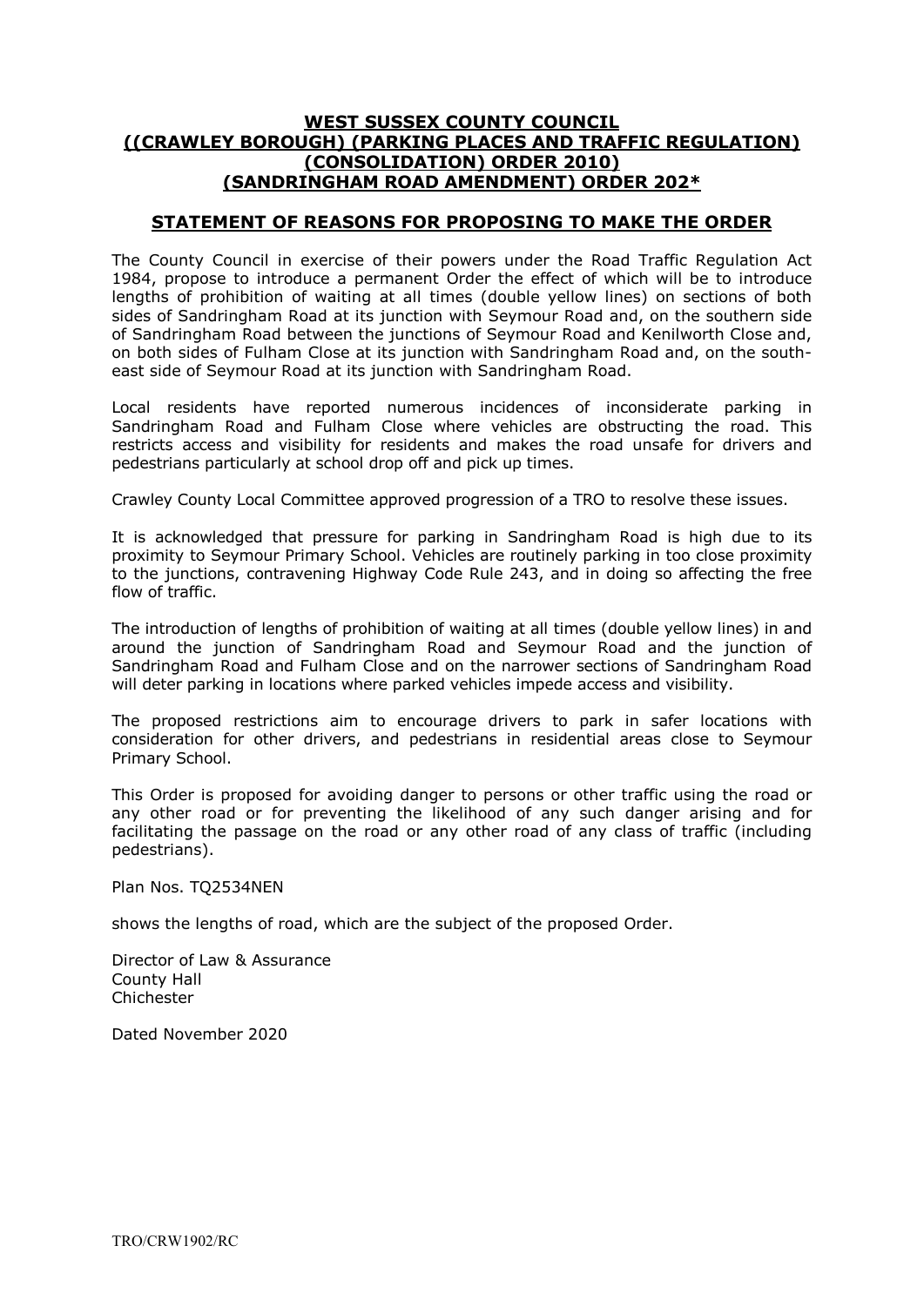# WEST SUSSEX COUNTY COUNCIL
# ((CRAWLEY BOROUGH) (PARKING PLACES AND TRAFFIC REGULATION) (CONSOLIDATION) ORDER 2010) (SANDRINGHAM ROAD AMENDMENT) ORDER 202*

## STATEMENT OF REASONS FOR PROPOSING TO MAKE THE ORDER

The County Council in exercise of their powers under the Road Traffic Regulation Act 1984, propose to introduce a permanent Order the effect of which will be to introduce lengths of prohibition of waiting at all times (double yellow lines) on sections of both sides of Sandringham Road at its junction with Seymour Road and, on the southern side of Sandringham Road between the junctions of Seymour Road and Kenilworth Close and, on both sides of Fulham Close at its junction with Sandringham Road and, on the south-east side of Seymour Road at its junction with Sandringham Road.

Local residents have reported numerous incidences of inconsiderate parking in Sandringham Road and Fulham Close where vehicles are obstructing the road. This restricts access and visibility for residents and makes the road unsafe for drivers and pedestrians particularly at school drop off and pick up times.

Crawley County Local Committee approved progression of a TRO to resolve these issues.

It is acknowledged that pressure for parking in Sandringham Road is high due to its proximity to Seymour Primary School. Vehicles are routinely parking in too close proximity to the junctions, contravening Highway Code Rule 243, and in doing so affecting the free flow of traffic.

The introduction of lengths of prohibition of waiting at all times (double yellow lines) in and around the junction of Sandringham Road and Seymour Road and the junction of Sandringham Road and Fulham Close and on the narrower sections of Sandringham Road will deter parking in locations where parked vehicles impede access and visibility.

The proposed restrictions aim to encourage drivers to park in safer locations with consideration for other drivers, and pedestrians in residential areas close to Seymour Primary School.

This Order is proposed for avoiding danger to persons or other traffic using the road or any other road or for preventing the likelihood of any such danger arising and for facilitating the passage on the road or any other road of any class of traffic (including pedestrians).

Plan Nos. TQ2534NEN

shows the lengths of road, which are the subject of the proposed Order.

Director of Law & Assurance
County Hall
Chichester

Dated November 2020

TRO/CRW1902/RC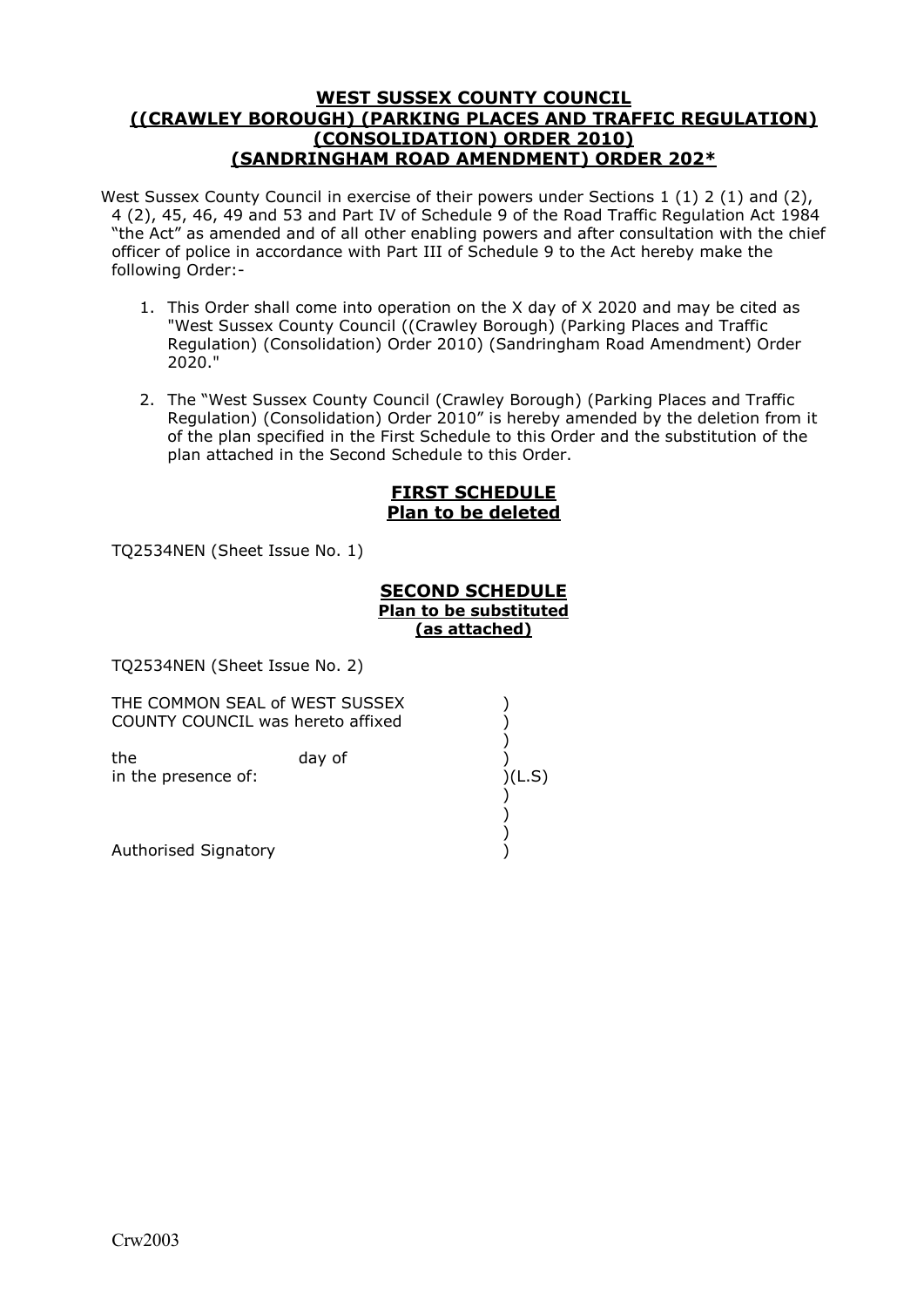# WEST SUSSEX COUNTY COUNCIL
# ((CRAWLEY BOROUGH) (PARKING PLACES AND TRAFFIC REGULATION) (CONSOLIDATION) ORDER 2010)
# (SANDRINGHAM ROAD AMENDMENT) ORDER 202*

West Sussex County Council in exercise of their powers under Sections 1 (1) 2 (1) and (2), 4 (2), 45, 46, 49 and 53 and Part IV of Schedule 9 of the Road Traffic Regulation Act 1984 "the Act" as amended and of all other enabling powers and after consultation with the chief officer of police in accordance with Part III of Schedule 9 to the Act hereby make the following Order:-

1. This Order shall come into operation on the X day of X 2020 and may be cited as "West Sussex County Council ((Crawley Borough) (Parking Places and Traffic Regulation) (Consolidation) Order 2010) (Sandringham Road Amendment) Order 2020."

2. The "West Sussex County Council (Crawley Borough) (Parking Places and Traffic Regulation) (Consolidation) Order 2010" is hereby amended by the deletion from it of the plan specified in the First Schedule to this Order and the substitution of the plan attached in the Second Schedule to this Order.

## FIRST SCHEDULE
### Plan to be deleted

TQ2534NEN (Sheet Issue No. 1)

## SECOND SCHEDULE
### Plan to be substituted (as attached)

TQ2534NEN (Sheet Issue No. 2)

THE COMMON SEAL of WEST SUSSEX )
COUNTY COUNCIL was hereto affixed )
)
the day of )
in the presence of: )(L.S)
)
)
)
Authorised Signatory )

Crw2003